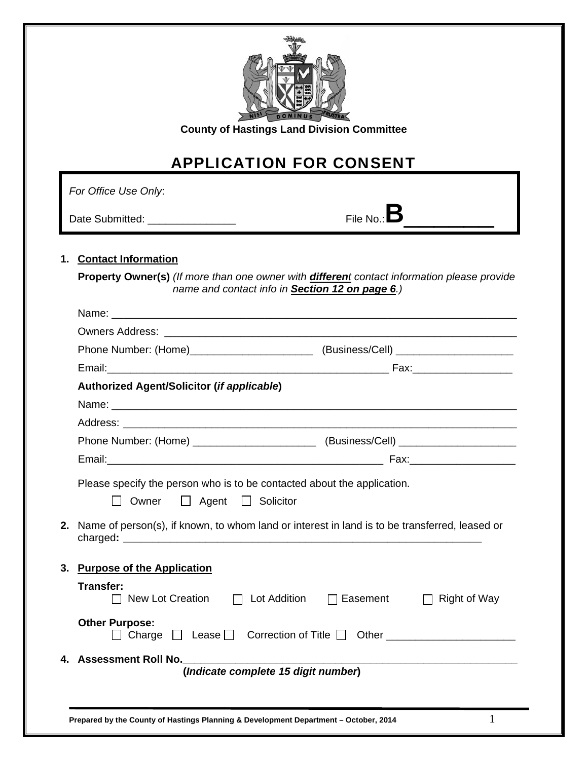County of Hastings Land Division Committee

# APPLICATION FOR CONSENT

*For Office Use Only*:

Date Submitted: _______________ File No.: **B**__________

1. **Contact Information**

**Property Owner(s)** *(If more than one owner with **different** contact information please provide name and contact info in **Section 12 on page 6**.)*

Name: ______________________________________________________________________

Owners Address: _______________________________________________________________

Phone Number: (Home)_____________________ (Business/Cell) ____________________

Email:_________________________________________________ Fax:_________________

**Authorized Agent/Solicitor (*if applicable*)**

Name: ______________________________________________________________________

Address: ____________________________________________________________________

Phone Number: (Home) _____________________ (Business/Cell) ____________________

Email:_________________________________________________ Fax:__________________

Please specify the person who is to be contacted about the application.

☐ Owner ☐ Agent ☐ Solicitor

2. Name of person(s), if known, to whom land or interest in land is to be transferred, leased or charged**:** _______________________________________________________________

3. **Purpose of the Application**

**Transfer:**
☐ New Lot Creation ☐ Lot Addition ☐ Easement ☐ Right of Way

**Other Purpose:**
☐ Charge ☐ Lease ☐ Correction of Title ☐ Other _____________________

4. **Assessment Roll No.**___________________________________________________________
**(*Indicate complete 15 digit number*)**

**Prepared by the County of Hastings Planning & Development Department – October, 2014**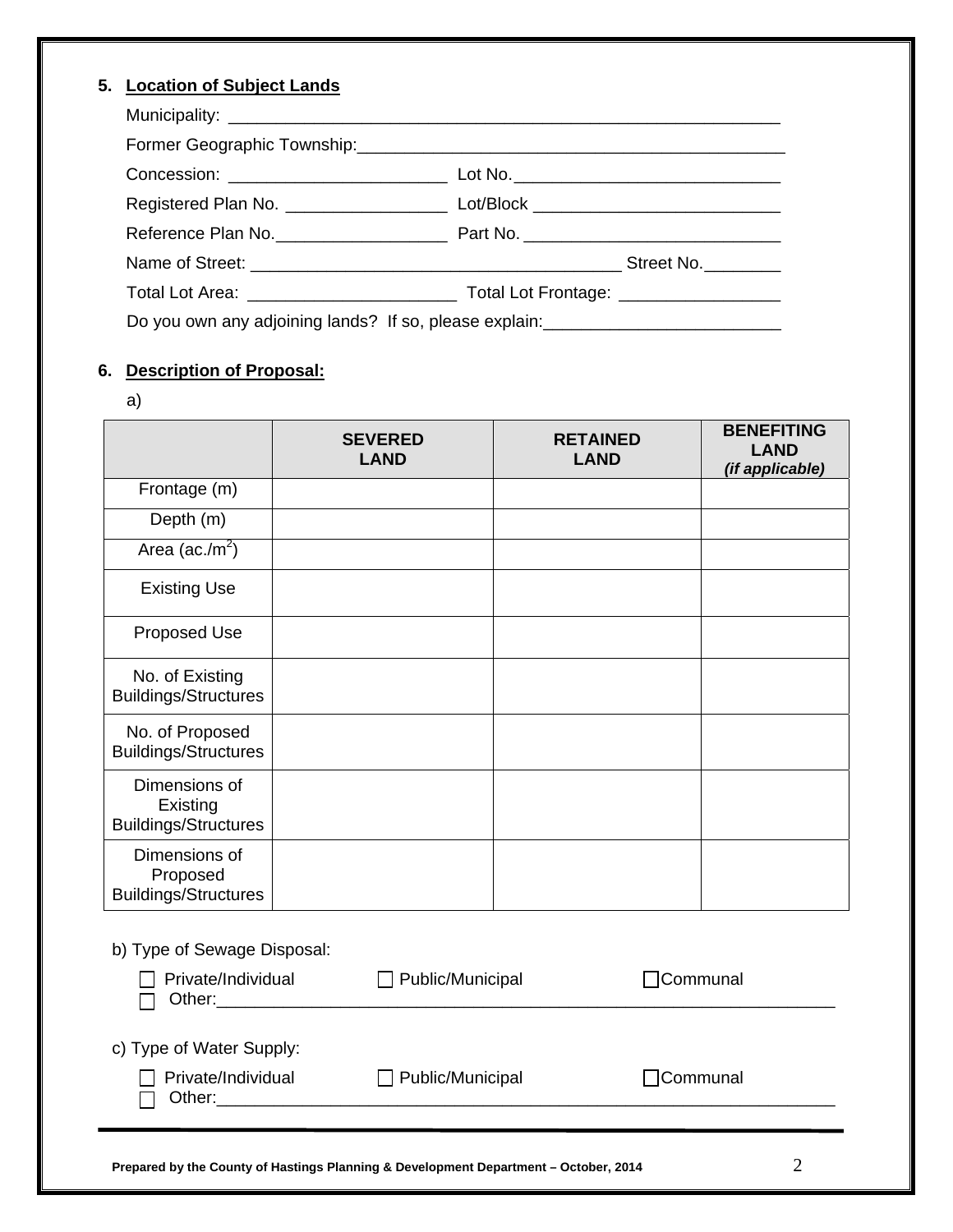**5. Location of Subject Lands**

Municipality: ___________________________________________________________

Former Geographic Township:______________________________________________

Concession: _______________________ Lot No.____________________________

Registered Plan No. _________________ Lot/Block __________________________

Reference Plan No.__________________ Part No. ___________________________

Name of Street: _________________________________________ Street No.________

Total Lot Area: ______________________ Total Lot Frontage: _________________

Do you own any adjoining lands? If so, please explain:_________________________

**6. Description of Proposal:**

a)

| | **SEVERED LAND** | **RETAINED LAND** | **BENEFITING LAND** ***(if applicable)*** |
|---|---|---|---|
| Frontage (m) | | | |
| Depth (m) | | | |
| Area (ac./m$^2$) | | | |
| Existing Use | | | |
| Proposed Use | | | |
| No. of Existing Buildings/Structures | | | |
| No. of Proposed Buildings/Structures | | | |
| Dimensions of Existing Buildings/Structures | | | |
| Dimensions of Proposed Buildings/Structures | | | |

b) Type of Sewage Disposal:

☐ Private/Individual ☐ Public/Municipal ☐ Communal
☐ Other:_________________________________________________________________

c) Type of Water Supply:

☐ Private/Individual ☐ Public/Municipal ☐ Communal
☐ Other:_________________________________________________________________

**Prepared by the County of Hastings Planning & Development Department – October, 2014**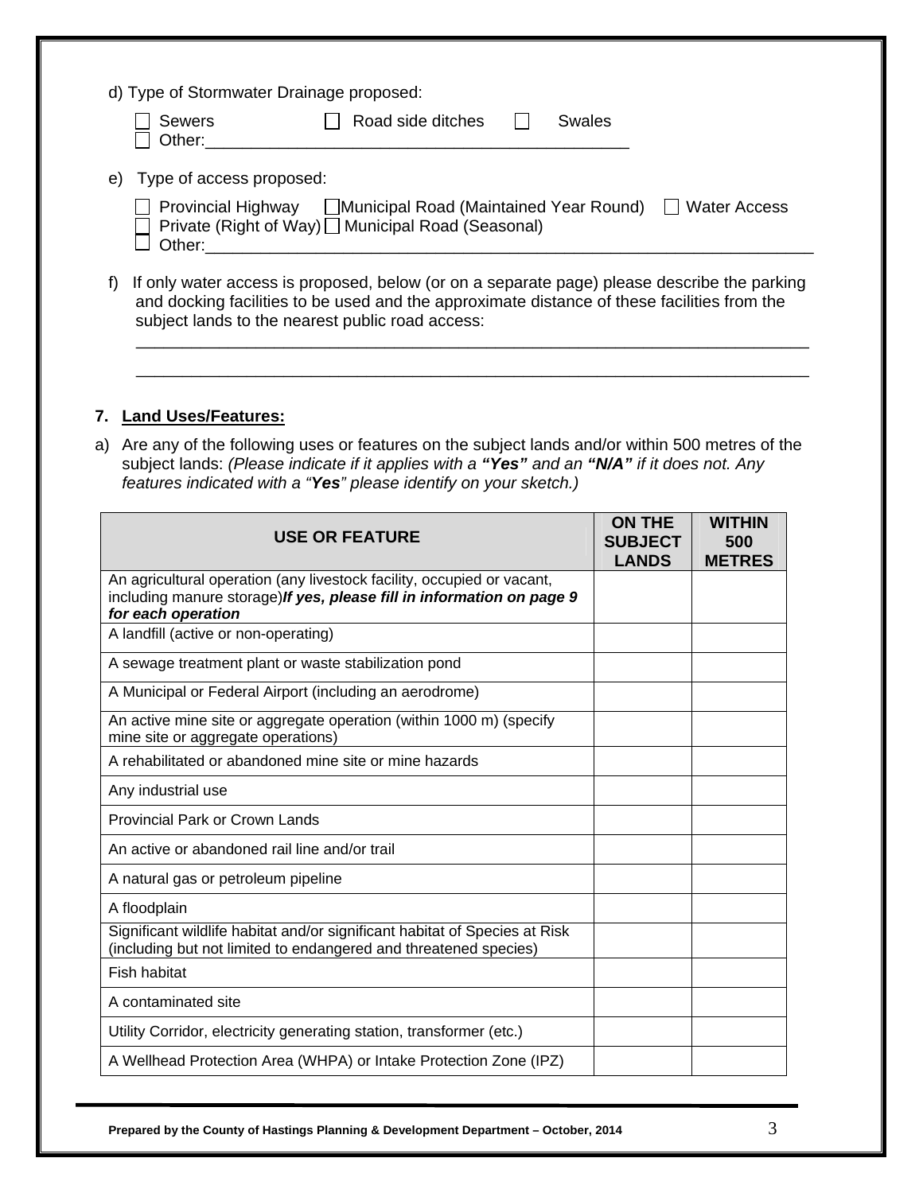d) Type of Stormwater Drainage proposed:

☐ Sewers ☐ Road side ditches ☐ Swales
☐ Other:_______________________________________________

e) Type of access proposed:

☐ Provincial Highway ☐ Municipal Road (Maintained Year Round) ☐ Water Access
☐ Private (Right of Way) ☐ Municipal Road (Seasonal)
☐ Other:_______________________________________________________________

f) If only water access is proposed, below (or on a separate page) please describe the parking and docking facilities to be used and the approximate distance of these facilities from the subject lands to the nearest public road access:

___________________________________________________________________________

___________________________________________________________________________

## 7. Land Uses/Features:

a) Are any of the following uses or features on the subject lands and/or within 500 metres of the subject lands: *(Please indicate if it applies with a **"Yes"** and an **"N/A"** if it does not. Any features indicated with a "**Yes**" please identify on your sketch.)*

| USE OR FEATURE | ON THE SUBJECT LANDS | WITHIN 500 METRES |
|---|---|---|
| An agricultural operation (any livestock facility, occupied or vacant, including manure storage)***If yes, please fill in information on page 9 for each operation*** | | |
| A landfill (active or non-operating) | | |
| A sewage treatment plant or waste stabilization pond | | |
| A Municipal or Federal Airport (including an aerodrome) | | |
| An active mine site or aggregate operation (within 1000 m) (specify mine site or aggregate operations) | | |
| A rehabilitated or abandoned mine site or mine hazards | | |
| Any industrial use | | |
| Provincial Park or Crown Lands | | |
| An active or abandoned rail line and/or trail | | |
| A natural gas or petroleum pipeline | | |
| A floodplain | | |
| Significant wildlife habitat and/or significant habitat of Species at Risk (including but not limited to endangered and threatened species) | | |
| Fish habitat | | |
| A contaminated site | | |
| Utility Corridor, electricity generating station, transformer (etc.) | | |
| A Wellhead Protection Area (WHPA) or Intake Protection Zone (IPZ) | | |

**Prepared by the County of Hastings Planning & Development Department – October, 2014**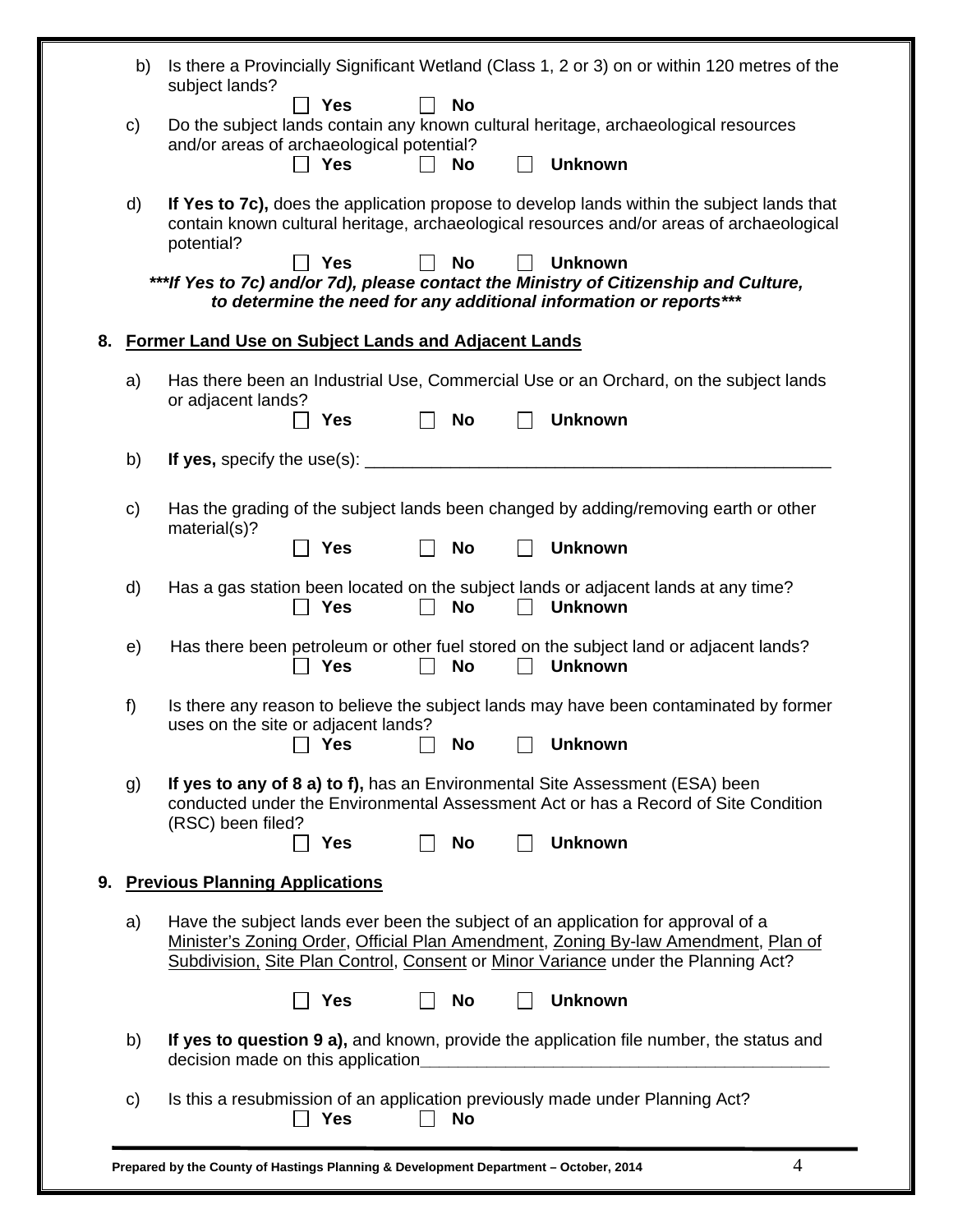b) Is there a Provincially Significant Wetland (Class 1, 2 or 3) on or within 120 metres of the subject lands?

☐ **Yes** ☐ **No**

c) Do the subject lands contain any known cultural heritage, archaeological resources and/or areas of archaeological potential?

☐ **Yes** ☐ **No** ☐ **Unknown**

d) **If Yes to 7c),** does the application propose to develop lands within the subject lands that contain known cultural heritage, archaeological resources and/or areas of archaeological potential?

☐ **Yes** ☐ **No** ☐ **Unknown**

***\*\*\*If Yes to 7c) and/or 7d), please contact the Ministry of Citizenship and Culture, to determine the need for any additional information or reports\*\*\****

## 8. Former Land Use on Subject Lands and Adjacent Lands

a) Has there been an Industrial Use, Commercial Use or an Orchard, on the subject lands or adjacent lands?

☐ **Yes** ☐ **No** ☐ **Unknown**

b) **If yes,** specify the use(s): ______________________________________________

c) Has the grading of the subject lands been changed by adding/removing earth or other material(s)?

☐ **Yes** ☐ **No** ☐ **Unknown**

d) Has a gas station been located on the subject lands or adjacent lands at any time?

☐ **Yes** ☐ **No** ☐ **Unknown**

e) Has there been petroleum or other fuel stored on the subject land or adjacent lands?

☐ **Yes** ☐ **No** ☐ **Unknown**

f) Is there any reason to believe the subject lands may have been contaminated by former uses on the site or adjacent lands?

☐ **Yes** ☐ **No** ☐ **Unknown**

g) **If yes to any of 8 a) to f),** has an Environmental Site Assessment (ESA) been conducted under the Environmental Assessment Act or has a Record of Site Condition (RSC) been filed?

☐ **Yes** ☐ **No** ☐ **Unknown**

## 9. Previous Planning Applications

a) Have the subject lands ever been the subject of an application for approval of a Minister's Zoning Order, Official Plan Amendment, Zoning By-law Amendment, Plan of Subdivision, Site Plan Control, Consent or Minor Variance under the Planning Act?

☐ **Yes** ☐ **No** ☐ **Unknown**

b) **If yes to question 9 a),** and known, provide the application file number, the status and decision made on this application_____________________________________________

c) Is this a resubmission of an application previously made under Planning Act?

☐ **Yes** ☐ **No**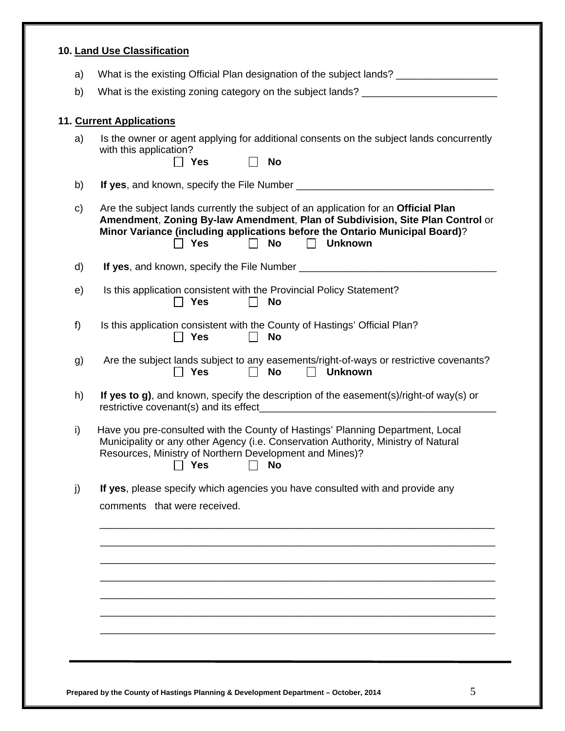**10. Land Use Classification**

a) What is the existing Official Plan designation of the subject lands? ___________________

b) What is the existing zoning category on the subject lands? _________________________

**11. Current Applications**

a) Is the owner or agent applying for additional consents on the subject lands concurrently with this application?

☐ **Yes** ☐ **No**

b) **If yes**, and known, specify the File Number ____________________________________

c) Are the subject lands currently the subject of an application for an **Official Plan Amendment**, **Zoning By-law Amendment**, **Plan of Subdivision, Site Plan Control** or **Minor Variance (including applications before the Ontario Municipal Board)**?

☐ **Yes** ☐ **No** ☐ **Unknown**

d) **If yes**, and known, specify the File Number ____________________________________

e) Is this application consistent with the Provincial Policy Statement?

☐ **Yes** ☐ **No**

f) Is this application consistent with the County of Hastings' Official Plan?

☐ **Yes** ☐ **No**

g) Are the subject lands subject to any easements/right-of-ways or restrictive covenants?

☐ **Yes** ☐ **No** ☐ **Unknown**

h) **If yes to g)**, and known, specify the description of the easement(s)/right-of way(s) or restrictive covenant(s) and its effect___________________________________________

i) Have you pre-consulted with the County of Hastings' Planning Department, Local Municipality or any other Agency (i.e. Conservation Authority, Ministry of Natural Resources, Ministry of Northern Development and Mines)?

☐ **Yes** ☐ **No**

j) **If yes**, please specify which agencies you have consulted with and provide any comments that were received.

_______________________________________________________________________

_______________________________________________________________________

_______________________________________________________________________

_______________________________________________________________________

_______________________________________________________________________

_______________________________________________________________________

_______________________________________________________________________

**Prepared by the County of Hastings Planning & Development Department – October, 2014**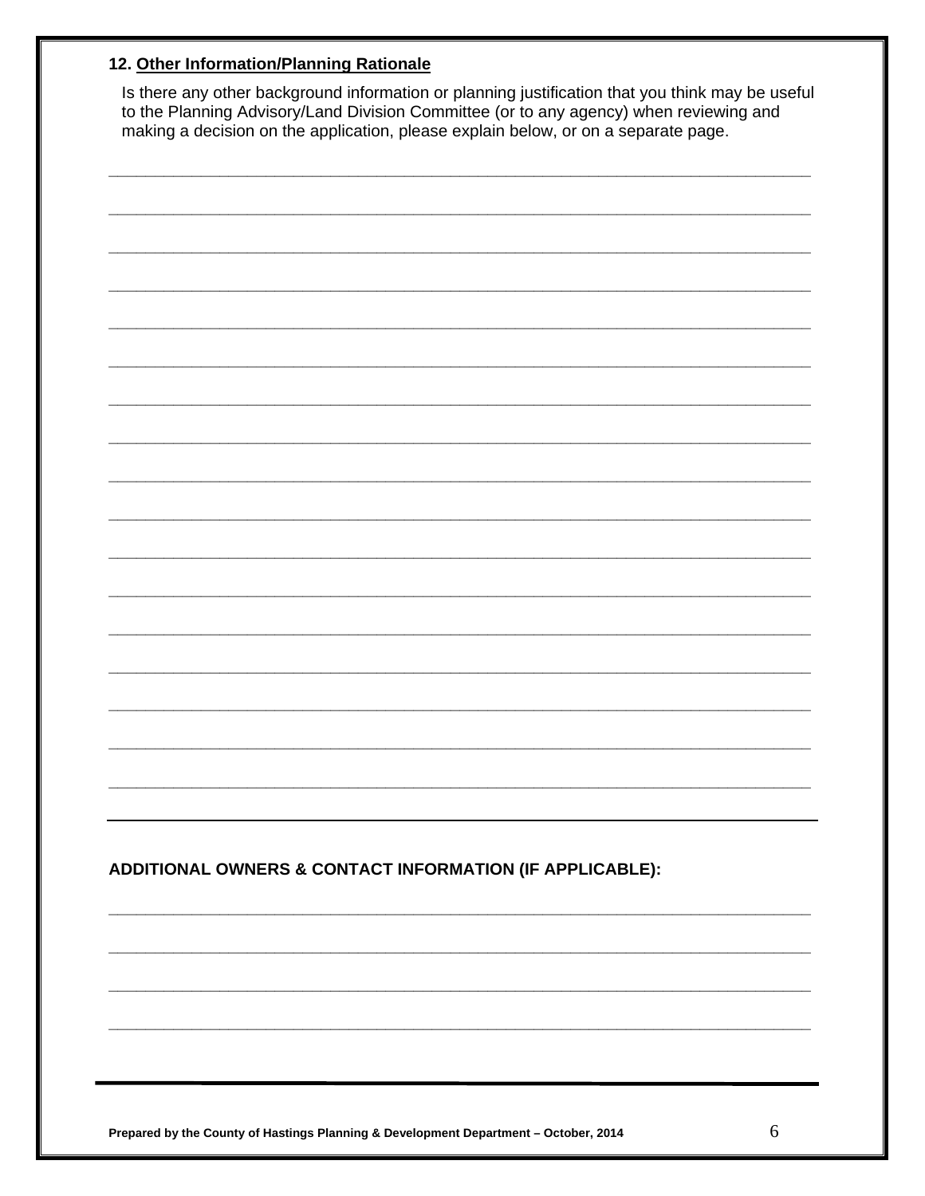### 12. Other Information/Planning Rationale

Is there any other background information or planning justification that you think may be useful to the Planning Advisory/Land Division Committee (or to any agency) when reviewing and making a decision on the application, please explain below, or on a separate page.

______________________________________________________________________________

______________________________________________________________________________

______________________________________________________________________________

______________________________________________________________________________

______________________________________________________________________________

______________________________________________________________________________

______________________________________________________________________________

______________________________________________________________________________

______________________________________________________________________________

______________________________________________________________________________

______________________________________________________________________________

______________________________________________________________________________

______________________________________________________________________________

______________________________________________________________________________

______________________________________________________________________________

______________________________________________________________________________

______________________________________________________________________________

**ADDITIONAL OWNERS & CONTACT INFORMATION (IF APPLICABLE):**

______________________________________________________________________________

______________________________________________________________________________

______________________________________________________________________________

______________________________________________________________________________

**Prepared by the County of Hastings Planning & Development Department – October, 2014**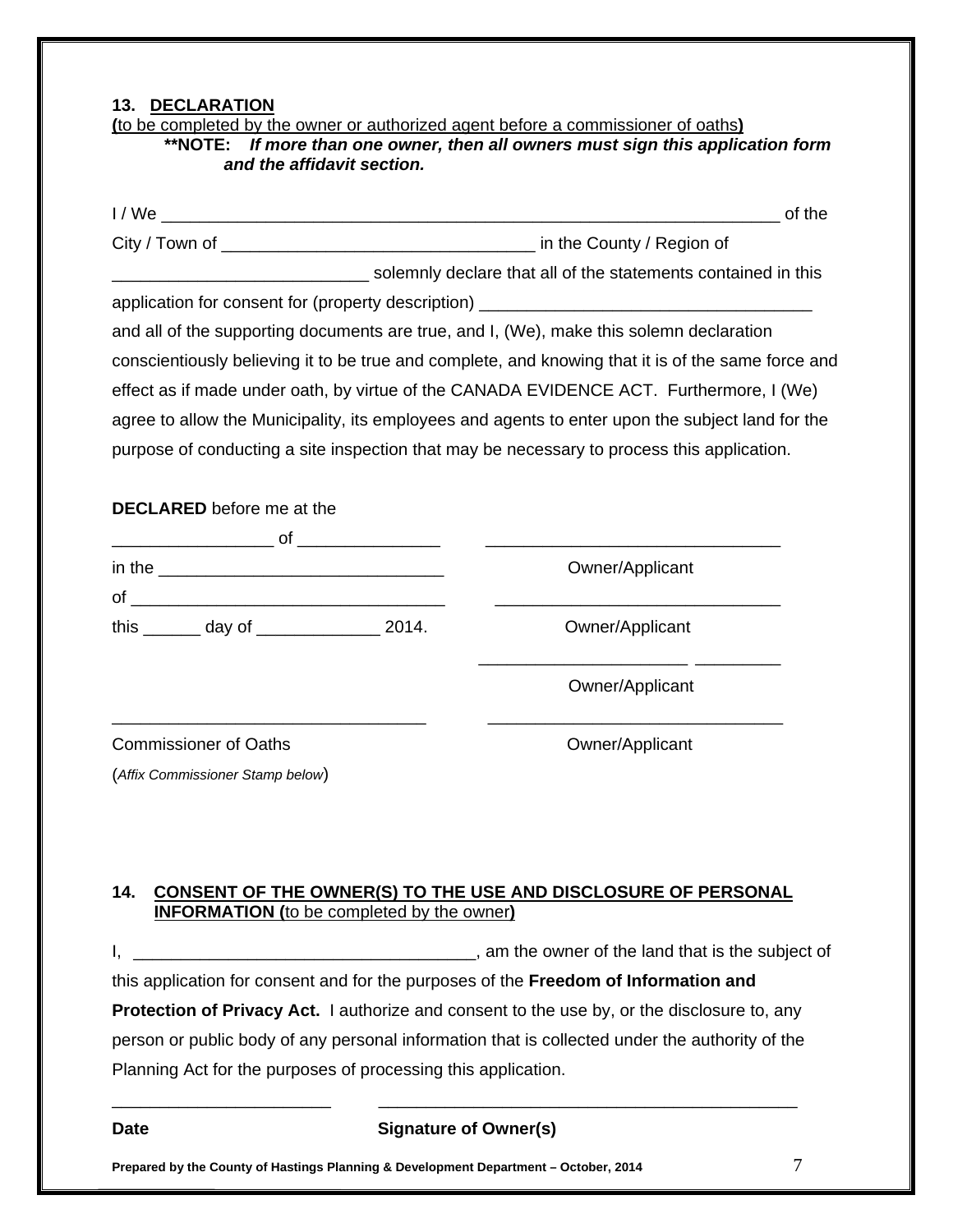## 13. DECLARATION

**(**to be completed by the owner or authorized agent before a commissioner of oaths**)**

**\*\*NOTE:** ***If more than one owner, then all owners must sign this application form and the affidavit section.***

I / We ____________________________________________________________________ of the City / Town of _________________________________ in the County / Region of ___________________________ solemnly declare that all of the statements contained in this application for consent for (property description) ___________________________________ and all of the supporting documents are true, and I, (We), make this solemn declaration conscientiously believing it to be true and complete, and knowing that it is of the same force and effect as if made under oath, by virtue of the CANADA EVIDENCE ACT. Furthermore, I (We) agree to allow the Municipality, its employees and agents to enter upon the subject land for the purpose of conducting a site inspection that may be necessary to process this application.

**DECLARED** before me at the

_________________ of _______________ &nbsp;&nbsp;&nbsp;&nbsp; _______________________________

in the ______________________________ &nbsp;&nbsp;&nbsp;&nbsp; Owner/Applicant

of _________________________________ &nbsp;&nbsp;&nbsp;&nbsp; _____________________________

this ______ day of _____________ 2014. &nbsp;&nbsp;&nbsp;&nbsp; Owner/Applicant

______________________ _________

Owner/Applicant

_________________________________ &nbsp;&nbsp;&nbsp;&nbsp; _______________________________

Commissioner of Oaths &nbsp;&nbsp;&nbsp;&nbsp; Owner/Applicant

(*Affix Commissioner Stamp below*)

## 14. CONSENT OF THE OWNER(S) TO THE USE AND DISCLOSURE OF PERSONAL INFORMATION (to be completed by the owner)

I, ____________________________________, am the owner of the land that is the subject of this application for consent and for the purposes of the **Freedom of Information and Protection of Privacy Act.** I authorize and consent to the use by, or the disclosure to, any person or public body of any personal information that is collected under the authority of the Planning Act for the purposes of processing this application.

_______________________ &nbsp;&nbsp;&nbsp;&nbsp; ____________________________________________

**Date** &nbsp;&nbsp;&nbsp;&nbsp; **Signature of Owner(s)**

**Prepared by the County of Hastings Planning & Development Department – October, 2014**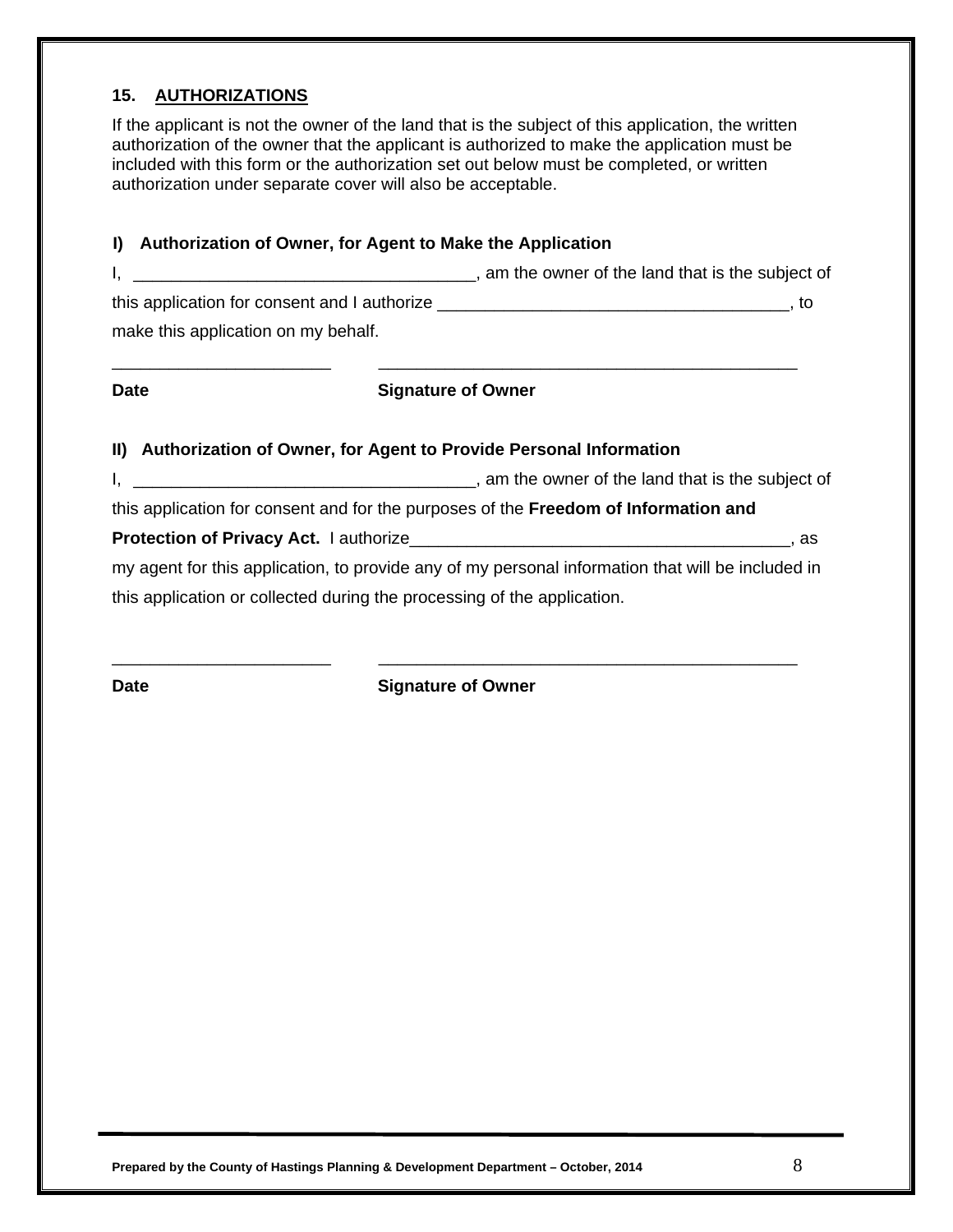## 15. AUTHORIZATIONS

If the applicant is not the owner of the land that is the subject of this application, the written authorization of the owner that the applicant is authorized to make the application must be included with this form or the authorization set out below must be completed, or written authorization under separate cover will also be acceptable.

### I) Authorization of Owner, for Agent to Make the Application

I, _____________________________________, am the owner of the land that is the subject of this application for consent and I authorize _____________________________________, to make this application on my behalf.

________________________ &nbsp;&nbsp;&nbsp;&nbsp; ______________________________________________

**Date** &nbsp;&nbsp;&nbsp;&nbsp; **Signature of Owner**

### II) Authorization of Owner, for Agent to Provide Personal Information

I, _____________________________________, am the owner of the land that is the subject of this application for consent and for the purposes of the **Freedom of Information and Protection of Privacy Act.** I authorize_________________________________________, as my agent for this application, to provide any of my personal information that will be included in this application or collected during the processing of the application.

________________________ &nbsp;&nbsp;&nbsp;&nbsp; ______________________________________________

**Date** &nbsp;&nbsp;&nbsp;&nbsp; **Signature of Owner**

**Prepared by the County of Hastings Planning & Development Department – October, 2014**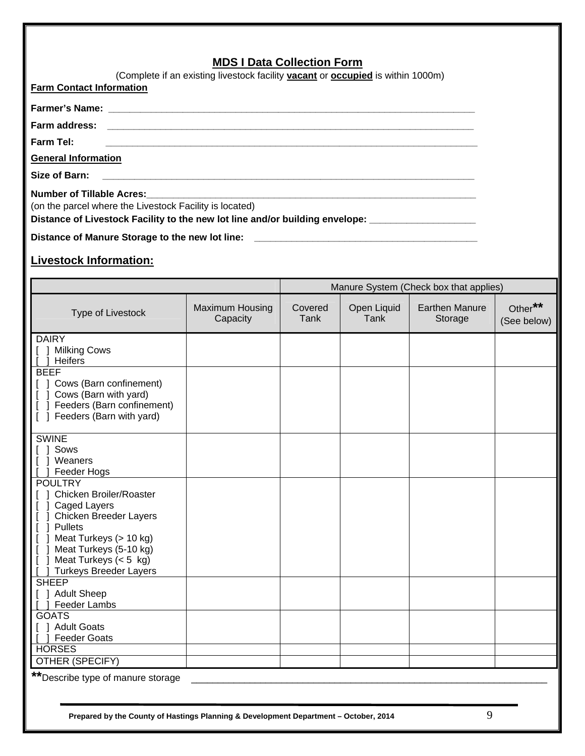## MDS I Data Collection Form

(Complete if an existing livestock facility **vacant** or **occupied** is within 1000m)

**Farm Contact Information**

**Farmer's Name:** ______________________________________________________________

**Farm address:** ______________________________________________________________

**Farm Tel:** ______________________________________________________________

**General Information**

**Size of Barn:** ______________________________________________________________

**Number of Tillable Acres:**______________________________________________________________

(on the parcel where the Livestock Facility is located)

**Distance of Livestock Facility to the new lot line and/or building envelope:** ___________________

**Distance of Manure Storage to the new lot line:** ________________________________________

## Livestock Information:

| | | Manure System (Check box that applies) | | | |
|---|---|---|---|---|---|
| Type of Livestock | Maximum Housing Capacity | Covered Tank | Open Liquid Tank | Earthen Manure Storage | Other** (See below) |
| DAIRY<br>[ ] Milking Cows<br>[ ] Heifers | | | | | |
| BEEF<br>[ ] Cows (Barn confinement)<br>[ ] Cows (Barn with yard)<br>[ ] Feeders (Barn confinement)<br>[ ] Feeders (Barn with yard) | | | | | |
| SWINE<br>[ ] Sows<br>[ ] Weaners<br>[ ] Feeder Hogs | | | | | |
| POULTRY<br>[ ] Chicken Broiler/Roaster<br>[ ] Caged Layers<br>[ ] Chicken Breeder Layers<br>[ ] Pullets<br>[ ] Meat Turkeys (> 10 kg)<br>[ ] Meat Turkeys (5-10 kg)<br>[ ] Meat Turkeys (< 5 kg)<br>[ ] Turkeys Breeder Layers | | | | | |
| SHEEP<br>[ ] Adult Sheep<br>[ ] Feeder Lambs | | | | | |
| GOATS<br>[ ] Adult Goats<br>[ ] Feeder Goats | | | | | |
| HORSES | | | | | |
| OTHER (SPECIFY) | | | | | |

**Describe type of manure storage ______________________________________________________________

Prepared by the County of Hastings Planning & Development Department – October, 2014